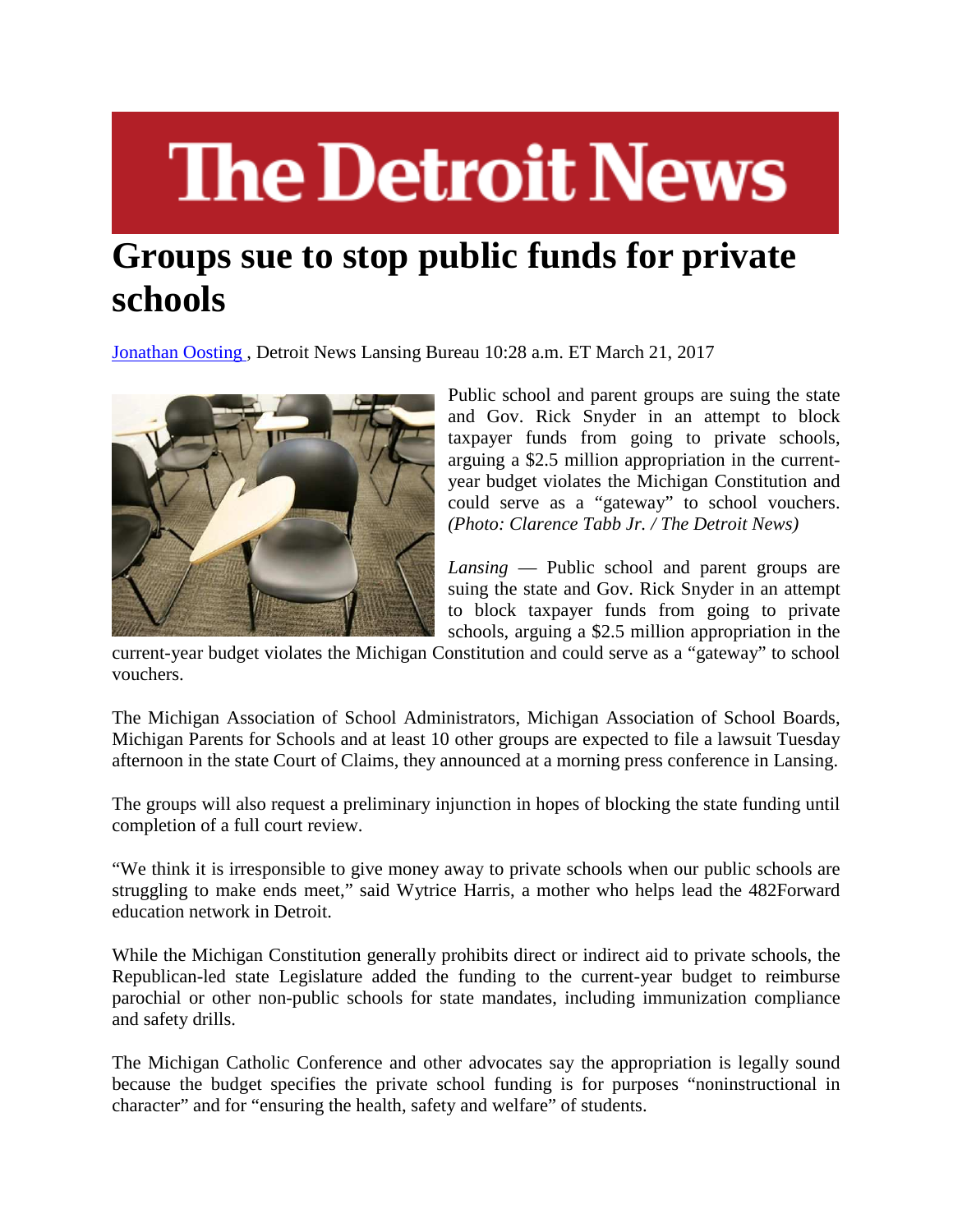# The Detroit News

## Groups sue to stop public funds for private schools

Jonathan Oosting , Detroit News Lansing Bureau 10:28 a.m. ET March 21, 2017

Public school and parent groups are suing the state and Gov. Rick Snyder in an attempt to block taxpayer funds from going to private schools, arguing a $2.5 million appropriation in the current-year budget violates the Michigan Constitution and could serve as a "gateway" to school vouchers. *(Photo: Clarence Tabb Jr. / The Detroit News)*

*Lansing* — Public school and parent groups are suing the state and Gov. Rick Snyder in an attempt to block taxpayer funds from going to private schools, arguing a $2.5 million appropriation in the current-year budget violates the Michigan Constitution and could serve as a "gateway" to school vouchers.

The Michigan Association of School Administrators, Michigan Association of School Boards, Michigan Parents for Schools and at least 10 other groups are expected to file a lawsuit Tuesday afternoon in the state Court of Claims, they announced at a morning press conference in Lansing.

The groups will also request a preliminary injunction in hopes of blocking the state funding until completion of a full court review.

"We think it is irresponsible to give money away to private schools when our public schools are struggling to make ends meet," said Wytrice Harris, a mother who helps lead the 482Forward education network in Detroit.

While the Michigan Constitution generally prohibits direct or indirect aid to private schools, the Republican-led state Legislature added the funding to the current-year budget to reimburse parochial or other non-public schools for state mandates, including immunization compliance and safety drills.

The Michigan Catholic Conference and other advocates say the appropriation is legally sound because the budget specifies the private school funding is for purposes "noninstructional in character" and for "ensuring the health, safety and welfare" of students.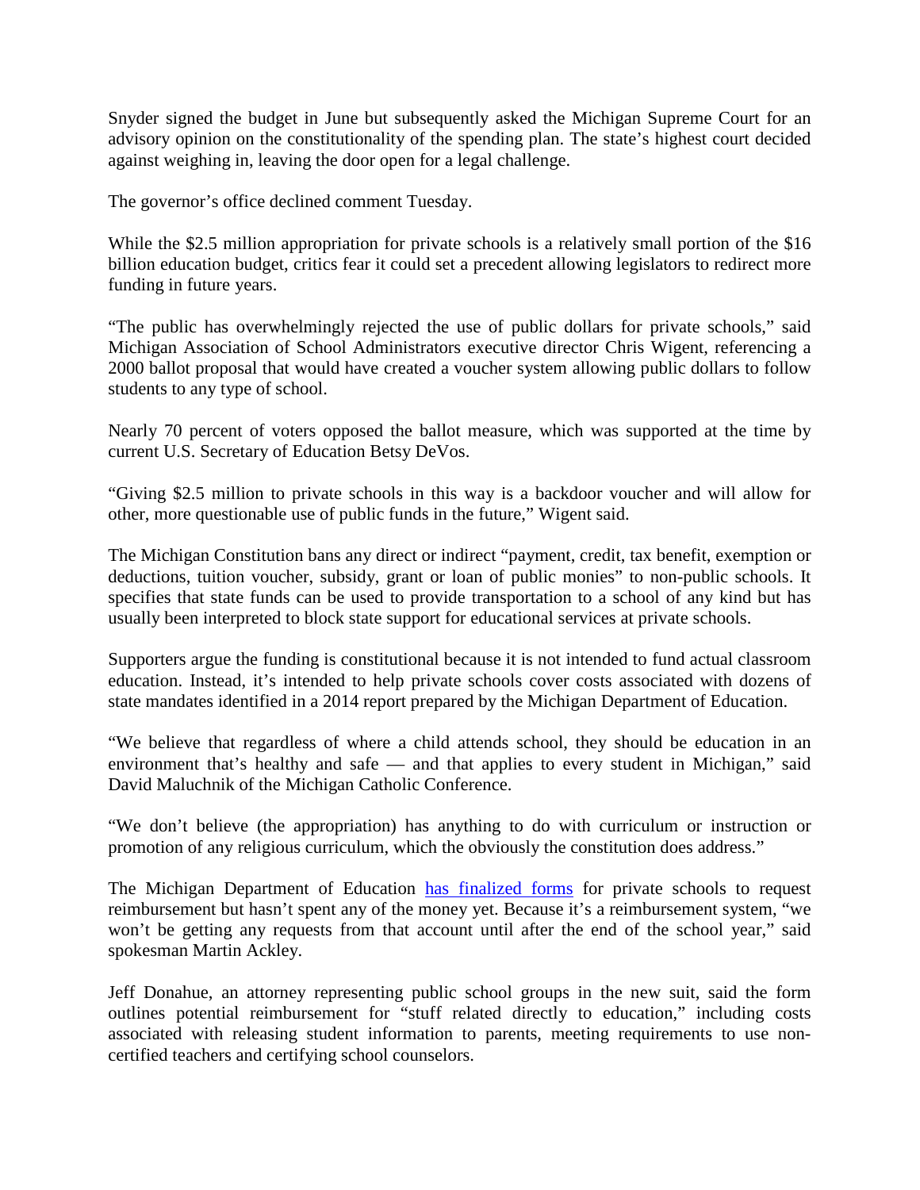Snyder signed the budget in June but subsequently asked the Michigan Supreme Court for an advisory opinion on the constitutionality of the spending plan. The state's highest court decided against weighing in, leaving the door open for a legal challenge.

The governor's office declined comment Tuesday.

While the $2.5 million appropriation for private schools is a relatively small portion of the $16 billion education budget, critics fear it could set a precedent allowing legislators to redirect more funding in future years.

"The public has overwhelmingly rejected the use of public dollars for private schools," said Michigan Association of School Administrators executive director Chris Wigent, referencing a 2000 ballot proposal that would have created a voucher system allowing public dollars to follow students to any type of school.

Nearly 70 percent of voters opposed the ballot measure, which was supported at the time by current U.S. Secretary of Education Betsy DeVos.

"Giving $2.5 million to private schools in this way is a backdoor voucher and will allow for other, more questionable use of public funds in the future," Wigent said.

The Michigan Constitution bans any direct or indirect "payment, credit, tax benefit, exemption or deductions, tuition voucher, subsidy, grant or loan of public monies" to non-public schools. It specifies that state funds can be used to provide transportation to a school of any kind but has usually been interpreted to block state support for educational services at private schools.

Supporters argue the funding is constitutional because it is not intended to fund actual classroom education. Instead, it's intended to help private schools cover costs associated with dozens of state mandates identified in a 2014 report prepared by the Michigan Department of Education.

"We believe that regardless of where a child attends school, they should be education in an environment that's healthy and safe — and that applies to every student in Michigan," said David Maluchnik of the Michigan Catholic Conference.

"We don't believe (the appropriation) has anything to do with curriculum or instruction or promotion of any religious curriculum, which the obviously the constitution does address."

The Michigan Department of Education [has finalized forms] for private schools to request reimbursement but hasn't spent any of the money yet. Because it's a reimbursement system, "we won't be getting any requests from that account until after the end of the school year," said spokesman Martin Ackley.

Jeff Donahue, an attorney representing public school groups in the new suit, said the form outlines potential reimbursement for "stuff related directly to education," including costs associated with releasing student information to parents, meeting requirements to use non-certified teachers and certifying school counselors.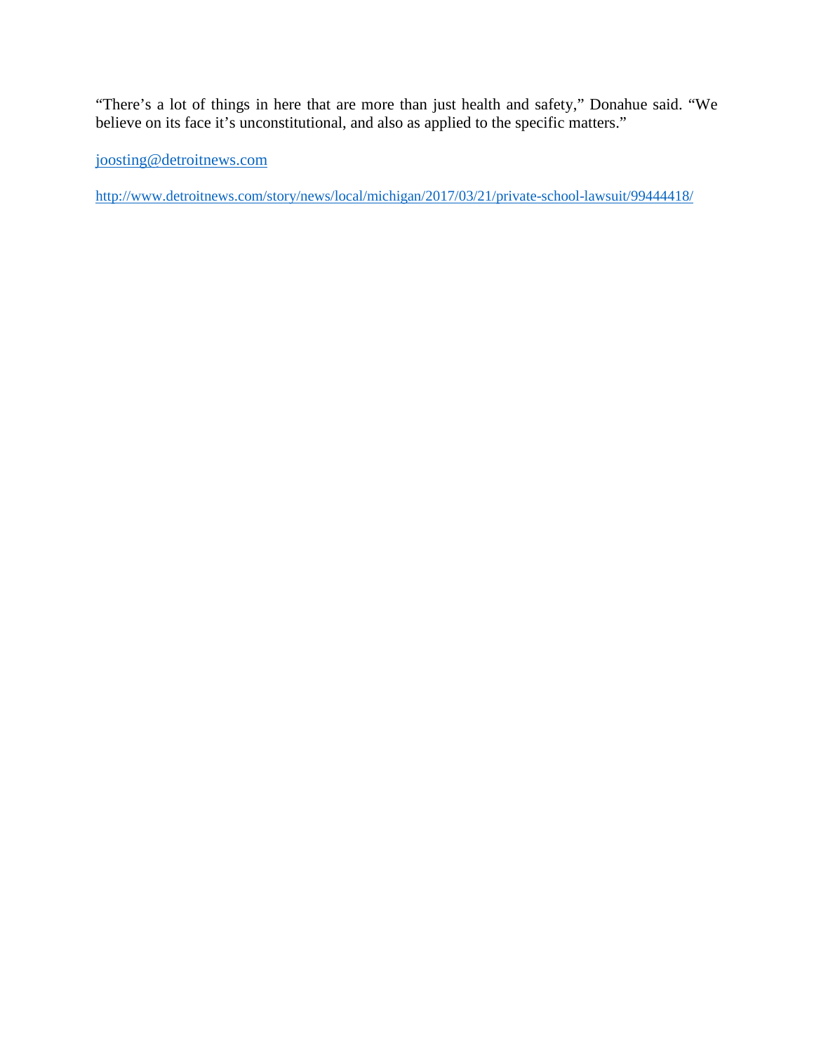“There’s a lot of things in here that are more than just health and safety,” Donahue said. “We believe on its face it’s unconstitutional, and also as applied to the specific matters.”

joosting@detroitnews.com

http://www.detroitnews.com/story/news/local/michigan/2017/03/21/private-school-lawsuit/99444418/